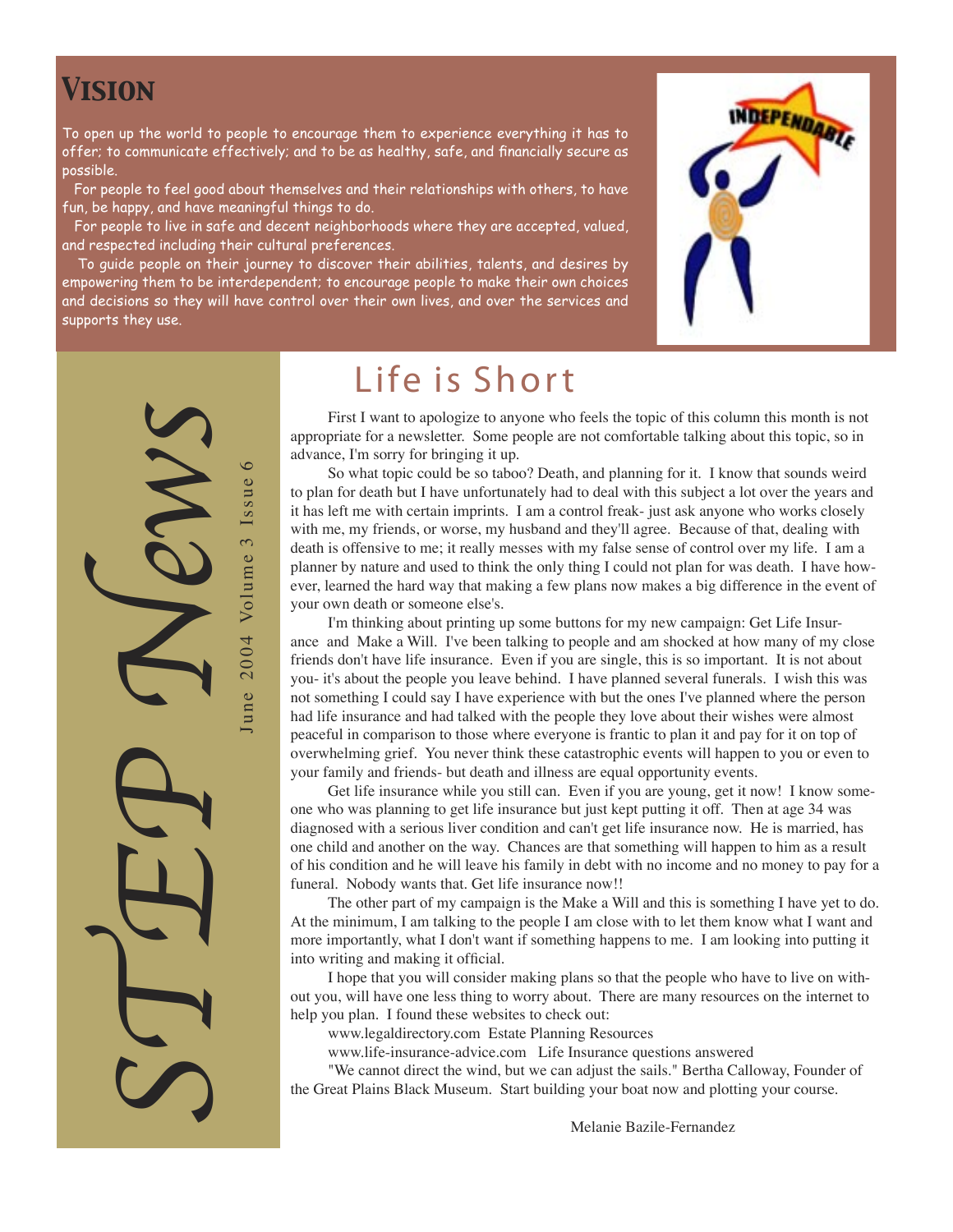## Vision

To open up the world to people to encourage them to experience everything it has to offer; to communicate effectively; and to be as healthy, safe, and financially secure as possible.

For people to feel good about themselves and their relationships with others, to have fun, be happy, and have meaningful things to do.

For people to live in safe and decent neighborhoods where they are accepted, valued, and respected including their cultural preferences.

To guide people on their journey to discover their abilities, talents, and desires by empowering them to be interdependent; to encourage people to make their own choices and decisions so they will have control over their own lives, and over the services and supports they use.

INDEPENDABLE

# STEP News

June 2004 Volume 3 Issue 6

## Life is Short

First I want to apologize to anyone who feels the topic of this column this month is not appropriate for a newsletter. Some people are not comfortable talking about this topic, so in advance, I'm sorry for bringing it up.

So what topic could be so taboo? Death, and planning for it. I know that sounds weird to plan for death but I have unfortunately had to deal with this subject a lot over the years and it has left me with certain imprints. I am a control freak- just ask anyone who works closely with me, my friends, or worse, my husband and they'll agree. Because of that, dealing with death is offensive to me; it really messes with my false sense of control over my life. I am a planner by nature and used to think the only thing I could not plan for was death. I have however, learned the hard way that making a few plans now makes a big difference in the event of your own death or someone else's.

I'm thinking about printing up some buttons for my new campaign: Get Life Insurance and Make a Will. I've been talking to people and am shocked at how many of my close friends don't have life insurance. Even if you are single, this is so important. It is not about you- it's about the people you leave behind. I have planned several funerals. I wish this was not something I could say I have experience with but the ones I've planned where the person had life insurance and had talked with the people they love about their wishes were almost peaceful in comparison to those where everyone is frantic to plan it and pay for it on top of overwhelming grief. You never think these catastrophic events will happen to you or even to your family and friends- but death and illness are equal opportunity events.

Get life insurance while you still can. Even if you are young, get it now! I know someone who was planning to get life insurance but just kept putting it off. Then at age 34 was diagnosed with a serious liver condition and can't get life insurance now. He is married, has one child and another on the way. Chances are that something will happen to him as a result of his condition and he will leave his family in debt with no income and no money to pay for a funeral. Nobody wants that. Get life insurance now!!

The other part of my campaign is the Make a Will and this is something I have yet to do. At the minimum, I am talking to the people I am close with to let them know what I want and more importantly, what I don't want if something happens to me. I am looking into putting it into writing and making it official.

I hope that you will consider making plans so that the people who have to live on without you, will have one less thing to worry about. There are many resources on the internet to help you plan. I found these websites to check out:

www.legaldirectory.com Estate Planning Resources

www.life-insurance-advice.com Life Insurance questions answered

"We cannot direct the wind, but we can adjust the sails." Bertha Calloway, Founder of the Great Plains Black Museum. Start building your boat now and plotting your course.

Melanie Bazile-Fernandez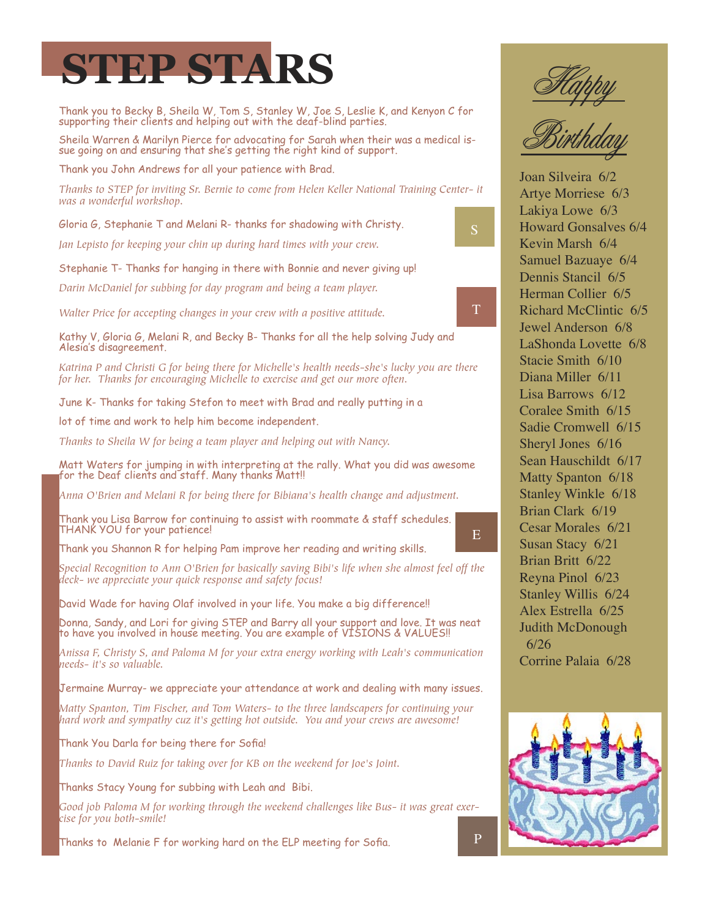# STEP STARS

Thank you to Becky B, Sheila W, Tom S, Stanley W, Joe S, Leslie K, and Kenyon C for supporting their clients and helping out with the deaf-blind parties.

Sheila Warren & Marilyn Pierce for advocating for Sarah when their was a medical issue going on and ensuring that she's getting the right kind of support.

Thank you John Andrews for all your patience with Brad.

*Thanks to STEP for inviting Sr. Bernie to come from Helen Keller National Training Center- it was a wonderful workshop.*

Gloria G, Stephanie T and Melani R- thanks for shadowing with Christy.

*Jan Lepisto for keeping your chin up during hard times with your crew.*

Stephanie T- Thanks for hanging in there with Bonnie and never giving up!

*Darin McDaniel for subbing for day program and being a team player.*

*Walter Price for accepting changes in your crew with a positive attitude.*

Kathy V, Gloria G, Melani R, and Becky B- Thanks for all the help solving Judy and Alesia's disagreement.

*Katrina P and Christi G for being there for Michelle's health needs-she's lucky you are there for her. Thanks for encouraging Michelle to exercise and get our more often.*

June K- Thanks for taking Stefon to meet with Brad and really putting in a

lot of time and work to help him become independent.

*Thanks to Sheila W for being a team player and helping out with Nancy.*

Matt Waters for jumping in with interpreting at the rally. What you did was awesome for the Deaf clients and staff. Many thanks Matt!!

*Anna O'Brien and Melani R for being there for Bibiana's health change and adjustment.*

Thank you Lisa Barrow for continuing to assist with roommate & staff schedules. THANK YOU for your patience!

Thank you Shannon R for helping Pam improve her reading and writing skills.

*Special Recognition to Ann O'Brien for basically saving Bibi's life when she almost feel off the deck- we appreciate your quick response and safety focus!*

David Wade for having Olaf involved in your life. You make a big difference!!

Donna, Sandy, and Lori for giving STEP and Barry all your support and love. It was neat to have you involved in house meeting. You are example of VISIONS & VALUES!!

*Anissa F, Christy S, and Paloma M for your extra energy working with Leah's communication needs- it's so valuable.*

Jermaine Murray- we appreciate your attendance at work and dealing with many issues.

*Matty Spanton, Tim Fischer, and Tom Waters- to the three landscapers for continuing your hard work and sympathy cuz it's getting hot outside. You and your crews are awesome!*

Thank You Darla for being there for Sofia!

*Thanks to David Ruiz for taking over for KB on the weekend for Joe's Joint.*

Thanks Stacy Young for subbing with Leah and Bibi.

*Good job Paloma M for working through the weekend challenges like Bus- it was great exercise for you both-smile!*

Thanks to Melanie F for working hard on the ELP meeting for Sofia.

S T E P

## Happy Birthday

Joan Silveira 6/2
Artye Morriese 6/3
Lakiya Lowe 6/3
Howard Gonsalves 6/4
Kevin Marsh 6/4
Samuel Bazuaye 6/4
Dennis Stancil 6/5
Herman Collier 6/5
Richard McClintic 6/5
Jewel Anderson 6/8
LaShonda Lovette 6/8
Stacie Smith 6/10
Diana Miller 6/11
Lisa Barrows 6/12
Coralee Smith 6/15
Sadie Cromwell 6/15
Sheryl Jones 6/16
Sean Hauschildt 6/17
Matty Spanton 6/18
Stanley Winkle 6/18
Brian Clark 6/19
Cesar Morales 6/21
Susan Stacy 6/21
Brian Britt 6/22
Reyna Pinol 6/23
Stanley Willis 6/24
Alex Estrella 6/25
Judith McDonough 6/26
Corrine Palaia 6/28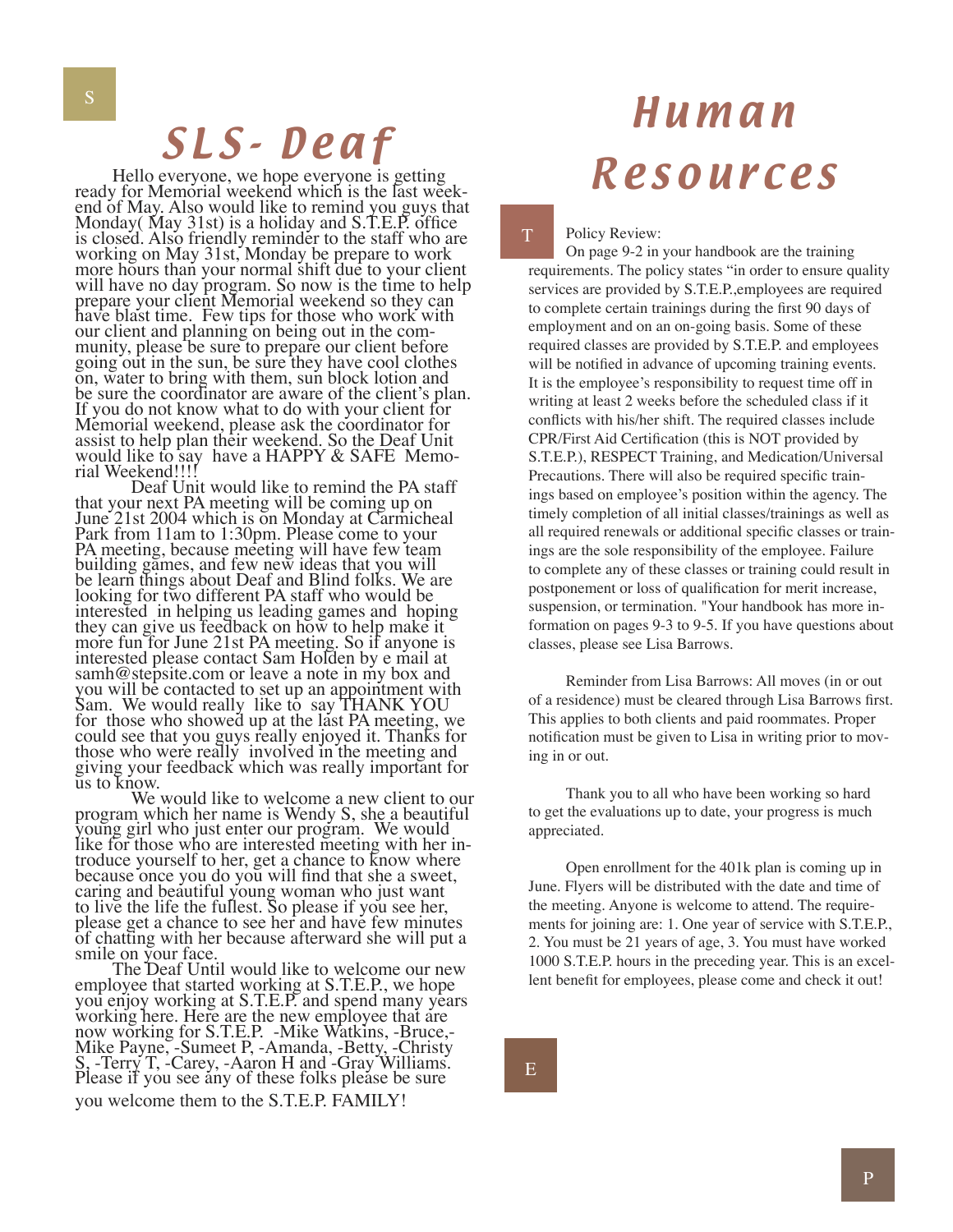# SLS- Deaf

Hello everyone, we hope everyone is getting ready for Memorial weekend which is the last weekend of May. Also would like to remind you guys that Monday( May 31st) is a holiday and S.T.E.P. office is closed. Also friendly reminder to the staff who are working on May 31st, Monday be prepare to work more hours than your normal shift due to your client will have no day program. So now is the time to help prepare your client Memorial weekend so they can have blast time. Few tips for those who work with our client and planning on being out in the community, please be sure to prepare our client before going out in the sun, be sure they have cool clothes on, water to bring with them, sun block lotion and be sure the coordinator are aware of the client's plan. If you do not know what to do with your client for Memorial weekend, please ask the coordinator for assist to help plan their weekend. So the Deaf Unit would like to say have a HAPPY & SAFE Memorial Weekend!!!!

Deaf Unit would like to remind the PA staff that your next PA meeting will be coming up on June 21st 2004 which is on Monday at Carmicheal Park from 11am to 1:30pm. Please come to your PA meeting, because meeting will have few team building games, and few new ideas that you will be learn things about Deaf and Blind folks. We are looking for two different PA staff who would be interested in helping us leading games and hoping they can give us feedback on how to help make it more fun for June 21st PA meeting. So if anyone is interested please contact Sam Holden by e mail at samh@stepsite.com or leave a note in my box and you will be contacted to set up an appointment with Sam. We would really like to say THANK YOU for those who showed up at the last PA meeting, we could see that you guys really enjoyed it. Thanks for those who were really involved in the meeting and giving your feedback which was really important for us to know.

We would like to welcome a new client to our program which her name is Wendy S, she a beautiful young girl who just enter our program. We would like for those who are interested meeting with her introduce yourself to her, get a chance to know where because once you do you will find that she a sweet, caring and beautiful young woman who just want to live the life the fullest. So please if you see her, please get a chance to see her and have few minutes of chatting with her because afterward she will put a smile on your face.

The Deaf Until would like to welcome our new employee that started working at S.T.E.P., we hope you enjoy working at S.T.E.P. and spend many years working here. Here are the new employee that are now working for S.T.E.P. -Mike Watkins, -Bruce,-Mike Payne, -Sumeet P, -Amanda, -Betty, -Christy S, -Terry T, -Carey, -Aaron H and -Gray Williams. Please if you see any of these folks please be sure you welcome them to the S.T.E.P. FAMILY!

# Human Resources

Policy Review:

On page 9-2 in your handbook are the training requirements. The policy states "in order to ensure quality services are provided by S.T.E.P.,employees are required to complete certain trainings during the first 90 days of employment and on an on-going basis. Some of these required classes are provided by S.T.E.P. and employees will be notified in advance of upcoming training events. It is the employee's responsibility to request time off in writing at least 2 weeks before the scheduled class if it conflicts with his/her shift. The required classes include CPR/First Aid Certification (this is NOT provided by S.T.E.P.), RESPECT Training, and Medication/Universal Precautions. There will also be required specific trainings based on employee's position within the agency. The timely completion of all initial classes/trainings as well as all required renewals or additional specific classes or trainings are the sole responsibility of the employee. Failure to complete any of these classes or training could result in postponement or loss of qualification for merit increase, suspension, or termination. "Your handbook has more information on pages 9-3 to 9-5. If you have questions about classes, please see Lisa Barrows.

Reminder from Lisa Barrows: All moves (in or out of a residence) must be cleared through Lisa Barrows first. This applies to both clients and paid roommates. Proper notification must be given to Lisa in writing prior to moving in or out.

Thank you to all who have been working so hard to get the evaluations up to date, your progress is much appreciated.

Open enrollment for the 401k plan is coming up in June. Flyers will be distributed with the date and time of the meeting. Anyone is welcome to attend. The requirements for joining are: 1. One year of service with S.T.E.P., 2. You must be 21 years of age, 3. You must have worked 1000 S.T.E.P. hours in the preceding year. This is an excellent benefit for employees, please come and check it out!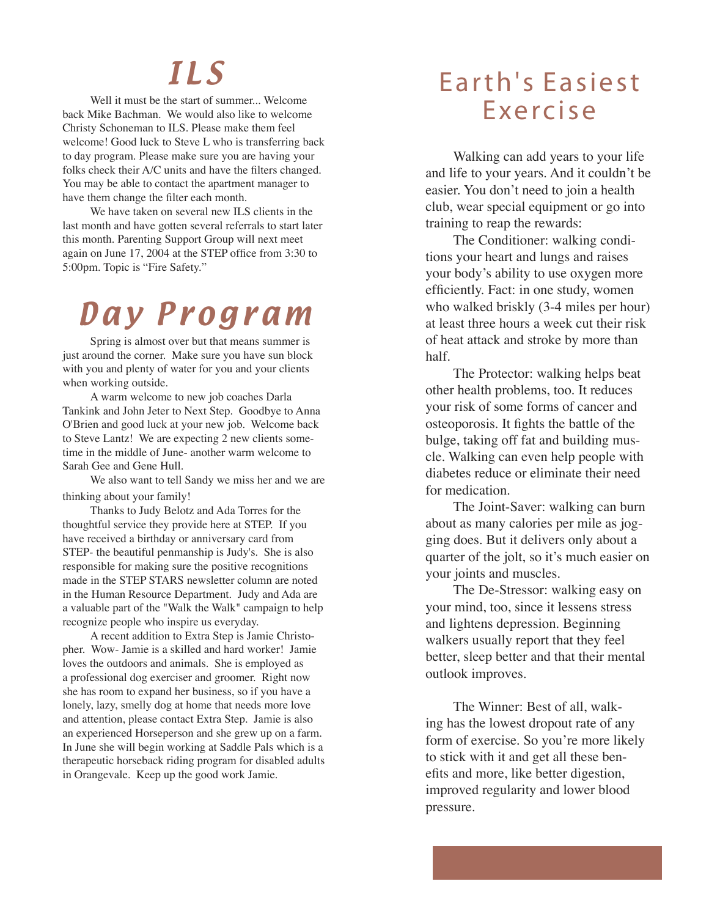# ILS

Well it must be the start of summer... Welcome back Mike Bachman. We would also like to welcome Christy Schoneman to ILS. Please make them feel welcome! Good luck to Steve L who is transferring back to day program. Please make sure you are having your folks check their A/C units and have the filters changed. You may be able to contact the apartment manager to have them change the filter each month.

We have taken on several new ILS clients in the last month and have gotten several referrals to start later this month. Parenting Support Group will next meet again on June 17, 2004 at the STEP office from 3:30 to 5:00pm. Topic is "Fire Safety."

# Day Program

Spring is almost over but that means summer is just around the corner. Make sure you have sun block with you and plenty of water for you and your clients when working outside.

A warm welcome to new job coaches Darla Tankink and John Jeter to Next Step. Goodbye to Anna O'Brien and good luck at your new job. Welcome back to Steve Lantz! We are expecting 2 new clients sometime in the middle of June- another warm welcome to Sarah Gee and Gene Hull.

We also want to tell Sandy we miss her and we are thinking about your family!

Thanks to Judy Belotz and Ada Torres for the thoughtful service they provide here at STEP. If you have received a birthday or anniversary card from STEP- the beautiful penmanship is Judy's. She is also responsible for making sure the positive recognitions made in the STEP STARS newsletter column are noted in the Human Resource Department. Judy and Ada are a valuable part of the "Walk the Walk" campaign to help recognize people who inspire us everyday.

A recent addition to Extra Step is Jamie Christopher. Wow- Jamie is a skilled and hard worker! Jamie loves the outdoors and animals. She is employed as a professional dog exerciser and groomer. Right now she has room to expand her business, so if you have a lonely, lazy, smelly dog at home that needs more love and attention, please contact Extra Step. Jamie is also an experienced Horseperson and she grew up on a farm. In June she will begin working at Saddle Pals which is a therapeutic horseback riding program for disabled adults in Orangevale. Keep up the good work Jamie.

# Earth's Easiest Exercise

Walking can add years to your life and life to your years. And it couldn't be easier. You don't need to join a health club, wear special equipment or go into training to reap the rewards:

The Conditioner: walking conditions your heart and lungs and raises your body's ability to use oxygen more efficiently. Fact: in one study, women who walked briskly (3-4 miles per hour) at least three hours a week cut their risk of heat attack and stroke by more than half.

The Protector: walking helps beat other health problems, too. It reduces your risk of some forms of cancer and osteoporosis. It fights the battle of the bulge, taking off fat and building muscle. Walking can even help people with diabetes reduce or eliminate their need for medication.

The Joint-Saver: walking can burn about as many calories per mile as jogging does. But it delivers only about a quarter of the jolt, so it's much easier on your joints and muscles.

The De-Stressor: walking easy on your mind, too, since it lessens stress and lightens depression. Beginning walkers usually report that they feel better, sleep better and that their mental outlook improves.

The Winner: Best of all, walking has the lowest dropout rate of any form of exercise. So you're more likely to stick with it and get all these benefits and more, like better digestion, improved regularity and lower blood pressure.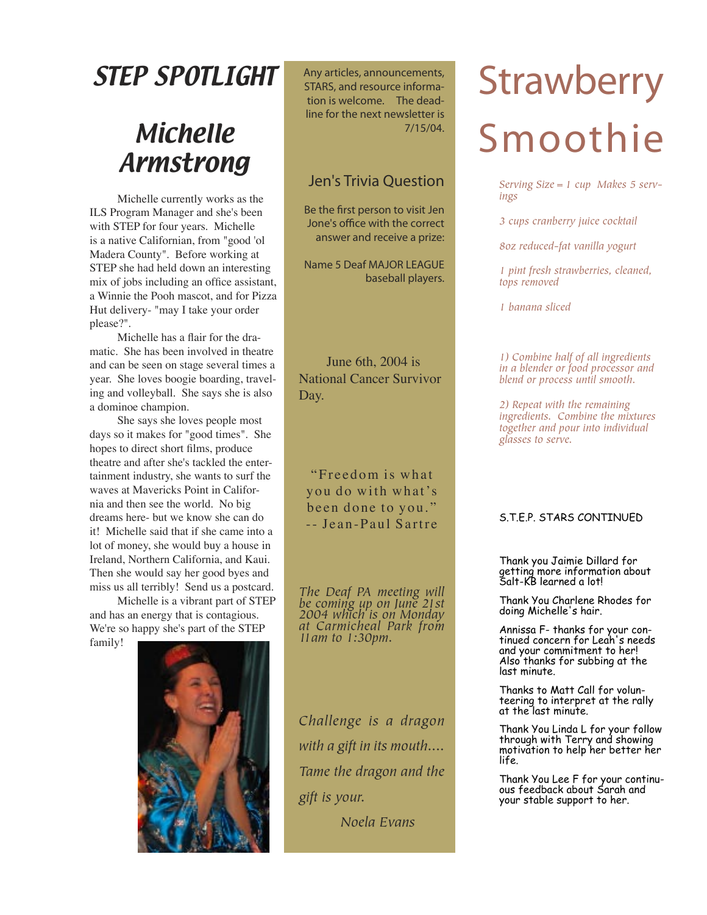# STEP SPOTLIGHT

## Michelle Armstrong

Michelle currently works as the ILS Program Manager and she's been with STEP for four years. Michelle is a native Californian, from "good 'ol Madera County". Before working at STEP she had held down an interesting mix of jobs including an office assistant, a Winnie the Pooh mascot, and for Pizza Hut delivery- "may I take your order please?".

Michelle has a flair for the dramatic. She has been involved in theatre and can be seen on stage several times a year. She loves boogie boarding, traveling and volleyball. She says she is also a dominoe champion.

She says she loves people most days so it makes for "good times". She hopes to direct short films, produce theatre and after she's tackled the entertainment industry, she wants to surf the waves at Mavericks Point in California and then see the world. No big dreams here- but we know she can do it! Michelle said that if she came into a lot of money, she would buy a house in Ireland, Northern California, and Kaui. Then she would say her good byes and miss us all terribly! Send us a postcard.

Michelle is a vibrant part of STEP and has an energy that is contagious. We're so happy she's part of the STEP family!

Any articles, announcements, STARS, and resource information is welcome. The deadline for the next newsletter is 7/15/04.

### Jen's Trivia Question

Be the first person to visit Jen Jone's office with the correct answer and receive a prize:

Name 5 Deaf MAJOR LEAGUE baseball players.

June 6th, 2004 is National Cancer Survivor Day.

"Freedom is what you do with what's been done to you."
-- Jean-Paul Sartre

*The Deaf PA meeting will be coming up on June 21st 2004 which is on Monday at Carmicheal Park from 11am to 1:30pm.*

*Challenge is a dragon with a gift in its mouth.... Tame the dragon and the gift is your.*

*Noela Evans*

# Strawberry Smoothie

*Serving Size = 1 cup Makes 5 servings*

*3 cups cranberry juice cocktail*

*8oz reduced-fat vanilla yogurt*

*1 pint fresh strawberries, cleaned, tops removed*

*1 banana sliced*

*1) Combine half of all ingredients in a blender or food processor and blend or process until smooth.*

*2) Repeat with the remaining ingredients. Combine the mixtures together and pour into individual glasses to serve.*

### S.T.E.P. STARS CONTINUED

Thank you Jaimie Dillard for getting more information about Salt-KB learned a lot!

Thank You Charlene Rhodes for doing Michelle's hair.

Annissa F- thanks for your continued concern for Leah's needs and your commitment to her! Also thanks for subbing at the last minute.

Thanks to Matt Call for volunteering to interpret at the rally at the last minute.

Thank You Linda L for your follow through with Terry and showing motivation to help her better her life.

Thank You Lee F for your continuous feedback about Sarah and your stable support to her.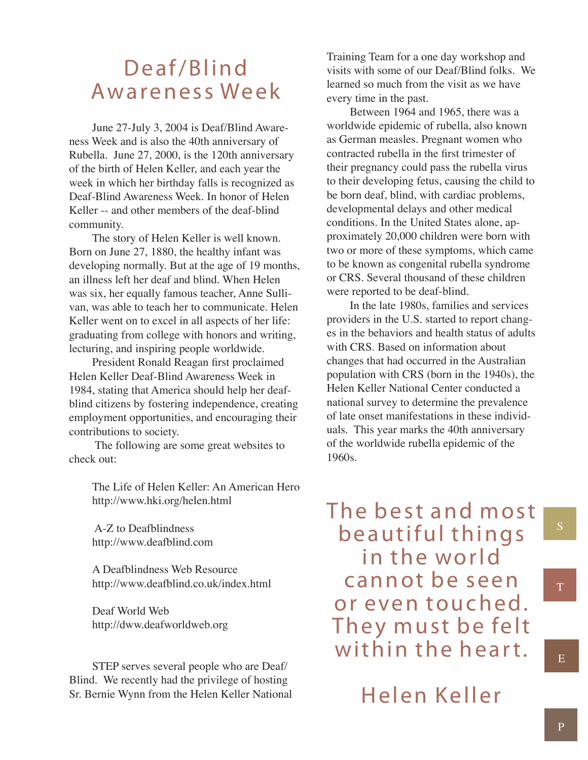# Deaf/Blind Awareness Week

June 27-July 3, 2004 is Deaf/Blind Awareness Week and is also the 40th anniversary of Rubella. June 27, 2000, is the 120th anniversary of the birth of Helen Keller, and each year the week in which her birthday falls is recognized as Deaf-Blind Awareness Week. In honor of Helen Keller -- and other members of the deaf-blind community.

The story of Helen Keller is well known. Born on June 27, 1880, the healthy infant was developing normally. But at the age of 19 months, an illness left her deaf and blind. When Helen was six, her equally famous teacher, Anne Sullivan, was able to teach her to communicate. Helen Keller went on to excel in all aspects of her life: graduating from college with honors and writing, lecturing, and inspiring people worldwide.

President Ronald Reagan first proclaimed Helen Keller Deaf-Blind Awareness Week in 1984, stating that America should help her deaf-blind citizens by fostering independence, creating employment opportunities, and encouraging their contributions to society.

The following are some great websites to check out:

The Life of Helen Keller: An American Hero
http://www.hki.org/helen.html

A-Z to Deafblindness
http://www.deafblind.com

A Deafblindness Web Resource
http://www.deafblind.co.uk/index.html

Deaf World Web
http://dww.deafworldweb.org

STEP serves several people who are Deaf/Blind. We recently had the privilege of hosting Sr. Bernie Wynn from the Helen Keller National Training Team for a one day workshop and visits with some of our Deaf/Blind folks. We learned so much from the visit as we have every time in the past.

Between 1964 and 1965, there was a worldwide epidemic of rubella, also known as German measles. Pregnant women who contracted rubella in the first trimester of their pregnancy could pass the rubella virus to their developing fetus, causing the child to be born deaf, blind, with cardiac problems, developmental delays and other medical conditions. In the United States alone, approximately 20,000 children were born with two or more of these symptoms, which came to be known as congenital rubella syndrome or CRS. Several thousand of these children were reported to be deaf-blind.

In the late 1980s, families and services providers in the U.S. started to report changes in the behaviors and health status of adults with CRS. Based on information about changes that had occurred in the Australian population with CRS (born in the 1940s), the Helen Keller National Center conducted a national survey to determine the prevalence of late onset manifestations in these individuals. This year marks the 40th anniversary of the worldwide rubella epidemic of the 1960s.

> The best and most beautiful things in the world cannot be seen or even touched. They must be felt within the heart.
>
> Helen Keller